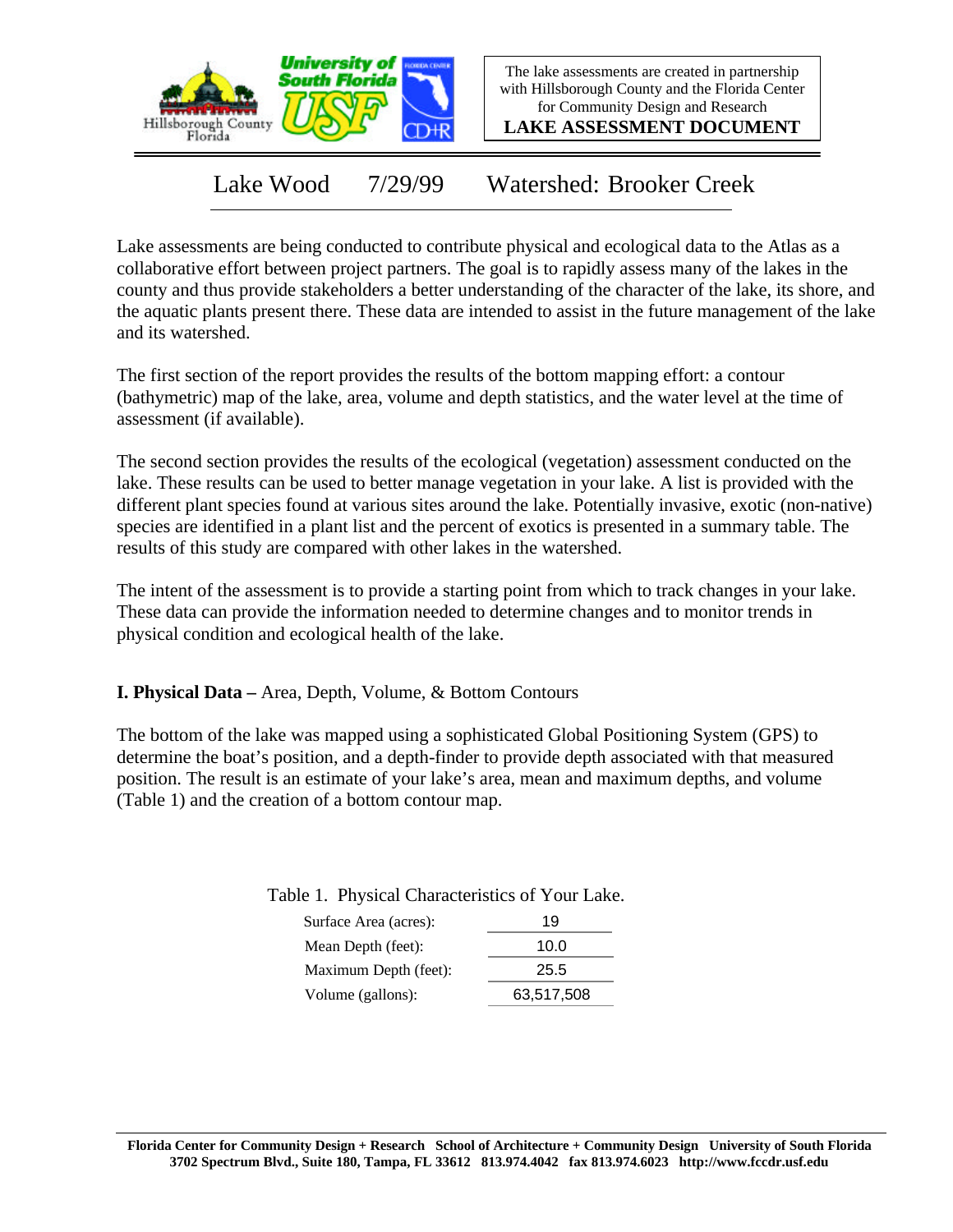The lake assessments are created in partnership with Hillsborough County and the Florida Center for Community Design and Research

**LAKE ASSESSMENT DOCUMENT**

# Lake Wood 7/29/99 Watershed: Brooker Creek

Lake assessments are being conducted to contribute physical and ecological data to the Atlas as a collaborative effort between project partners. The goal is to rapidly assess many of the lakes in the county and thus provide stakeholders a better understanding of the character of the lake, its shore, and the aquatic plants present there. These data are intended to assist in the future management of the lake and its watershed.

The first section of the report provides the results of the bottom mapping effort: a contour (bathymetric) map of the lake, area, volume and depth statistics, and the water level at the time of assessment (if available).

The second section provides the results of the ecological (vegetation) assessment conducted on the lake. These results can be used to better manage vegetation in your lake. A list is provided with the different plant species found at various sites around the lake. Potentially invasive, exotic (non-native) species are identified in a plant list and the percent of exotics is presented in a summary table. The results of this study are compared with other lakes in the watershed.

The intent of the assessment is to provide a starting point from which to track changes in your lake. These data can provide the information needed to determine changes and to monitor trends in physical condition and ecological health of the lake.

## I. Physical Data – Area, Depth, Volume, & Bottom Contours

The bottom of the lake was mapped using a sophisticated Global Positioning System (GPS) to determine the boat's position, and a depth-finder to provide depth associated with that measured position. The result is an estimate of your lake's area, mean and maximum depths, and volume (Table 1) and the creation of a bottom contour map.

Table 1. Physical Characteristics of Your Lake.

| Characteristic | Value |
|---|---|
| Surface Area (acres): | 19 |
| Mean Depth (feet): | 10.0 |
| Maximum Depth (feet): | 25.5 |
| Volume (gallons): | 63,517,508 |

**Florida Center for Community Design + Research School of Architecture + Community Design University of South Florida 3702 Spectrum Blvd., Suite 180, Tampa, FL 33612 813.974.4042 fax 813.974.6023 http://www.fccdr.usf.edu**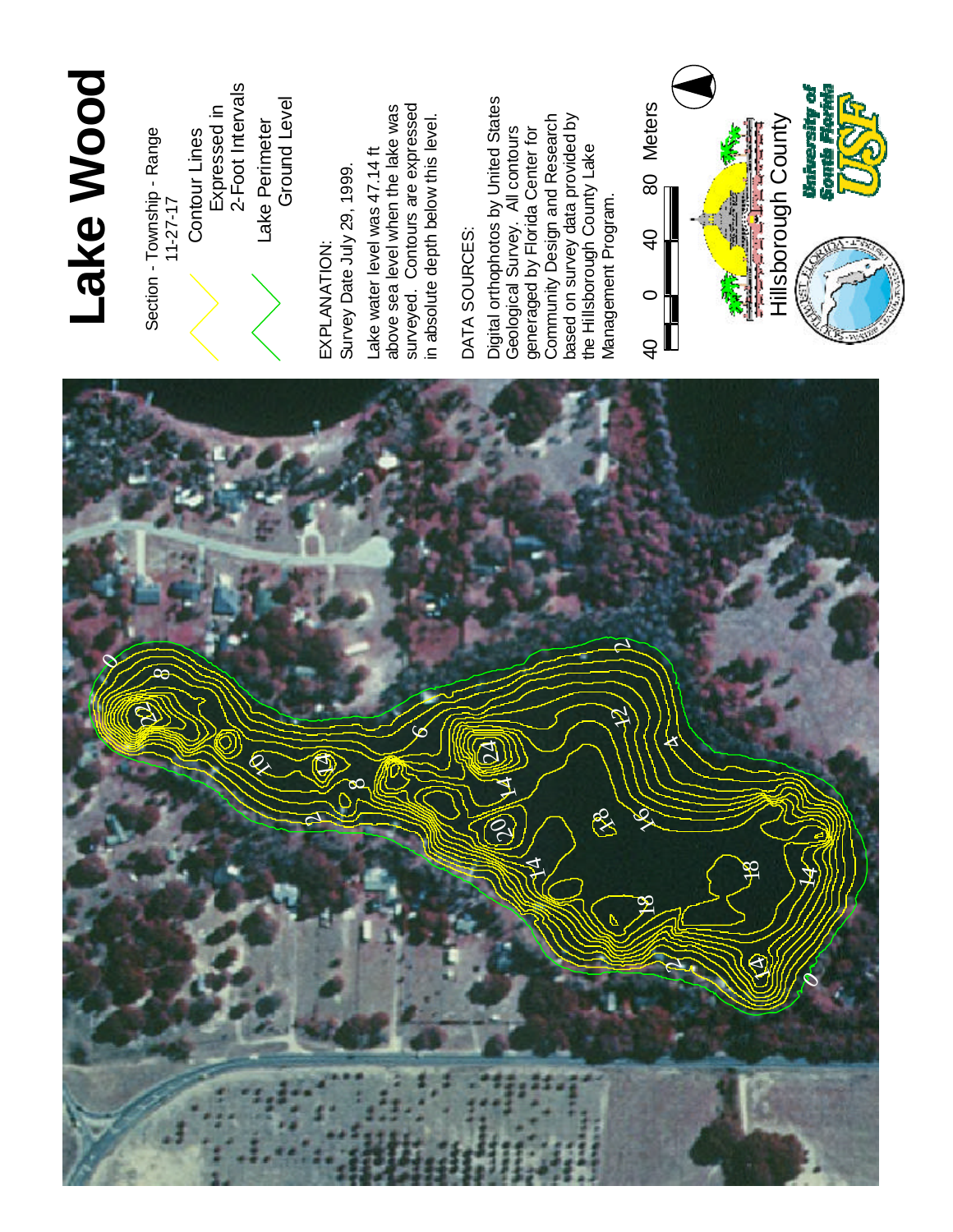# Lake Wood

Section - Township - Range
11-27-17

Contour Lines Expressed in 2-Foot Intervals

Lake Perimeter Ground Level

EXPLANATION:
Survey Date July 29, 1999.

Lake water level was 47.14 ft above sea level when the lake was surveyed. Contours are expressed in absolute depth below this level.

DATA SOURCES:
Digital orthophotos by United States Geological Survey. All contours generaged by Florida Center for Community Design and Research based on survey data provided by the Hillsborough County Lake Management Program.

40 0 40 80 Meters

Hillsborough County

University of South Florida USF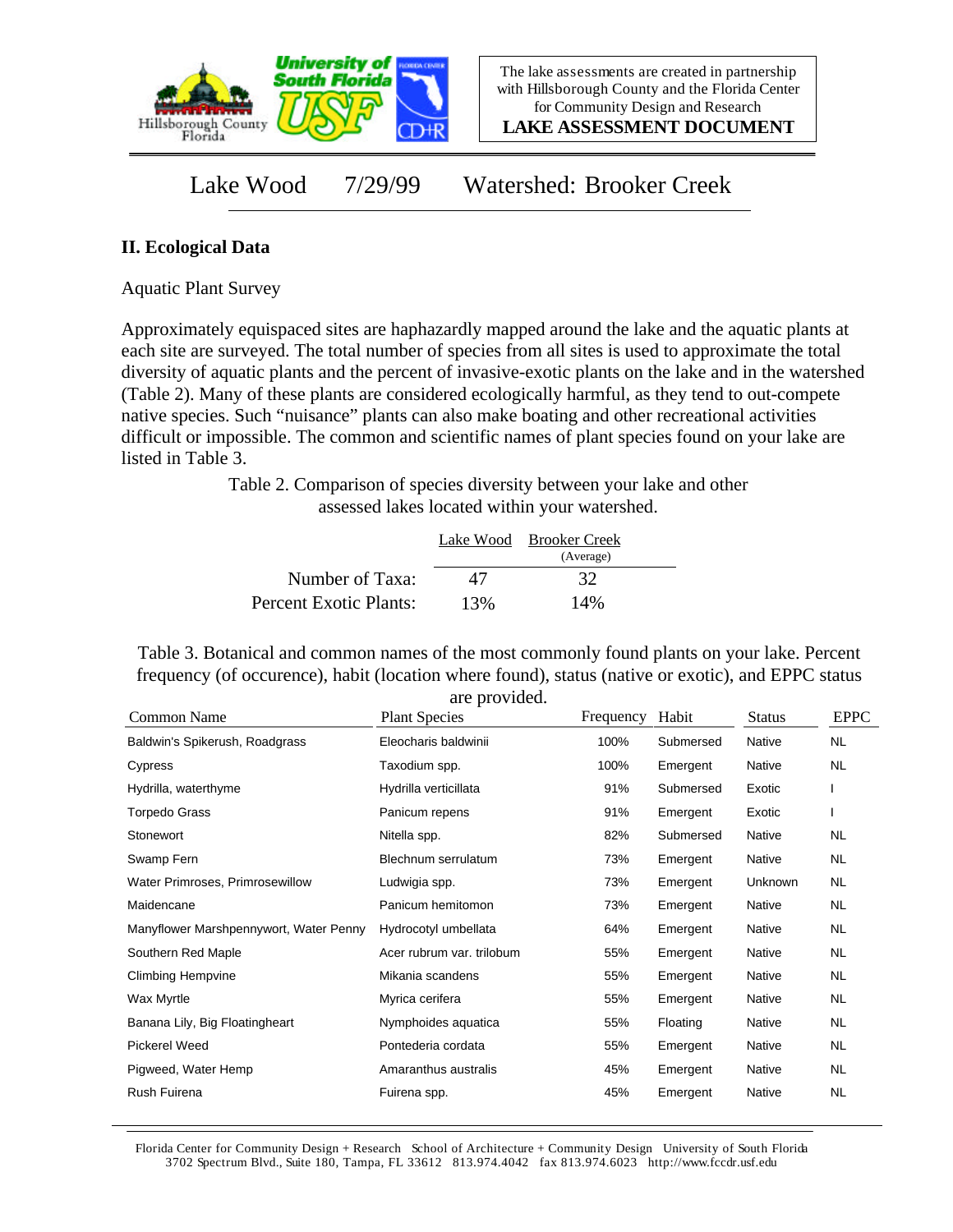Lake Wood 7/29/99 Watershed: Brooker Creek

## II. Ecological Data

Aquatic Plant Survey

Approximately equispaced sites are haphazardly mapped around the lake and the aquatic plants at each site are surveyed. The total number of species from all sites is used to approximate the total diversity of aquatic plants and the percent of invasive-exotic plants on the lake and in the watershed (Table 2). Many of these plants are considered ecologically harmful, as they tend to out-compete native species. Such "nuisance" plants can also make boating and other recreational activities difficult or impossible. The common and scientific names of plant species found on your lake are listed in Table 3.

Table 2. Comparison of species diversity between your lake and other assessed lakes located within your watershed.

| | Lake Wood | Brooker Creek (Average) |
|---|---|---|
| Number of Taxa: | 47 | 32 |
| Percent Exotic Plants: | 13% | 14% |

Table 3. Botanical and common names of the most commonly found plants on your lake. Percent frequency (of occurence), habit (location where found), status (native or exotic), and EPPC status are provided.

| Common Name | Plant Species | Frequency | Habit | Status | EPPC |
|---|---|---|---|---|---|
| Baldwin's Spikerush, Roadgrass | Eleocharis baldwinii | 100% | Submersed | Native | NL |
| Cypress | Taxodium spp. | 100% | Emergent | Native | NL |
| Hydrilla, waterthyme | Hydrilla verticillata | 91% | Submersed | Exotic | I |
| Torpedo Grass | Panicum repens | 91% | Emergent | Exotic | I |
| Stonewort | Nitella spp. | 82% | Submersed | Native | NL |
| Swamp Fern | Blechnum serrulatum | 73% | Emergent | Native | NL |
| Water Primroses, Primrosewillow | Ludwigia spp. | 73% | Emergent | Unknown | NL |
| Maidencane | Panicum hemitomon | 73% | Emergent | Native | NL |
| Manyflower Marshpennywort, Water Penny | Hydrocotyl umbellata | 64% | Emergent | Native | NL |
| Southern Red Maple | Acer rubrum var. trilobum | 55% | Emergent | Native | NL |
| Climbing Hempvine | Mikania scandens | 55% | Emergent | Native | NL |
| Wax Myrtle | Myrica cerifera | 55% | Emergent | Native | NL |
| Banana Lily, Big Floatingheart | Nymphoides aquatica | 55% | Floating | Native | NL |
| Pickerel Weed | Pontederia cordata | 55% | Emergent | Native | NL |
| Pigweed, Water Hemp | Amaranthus australis | 45% | Emergent | Native | NL |
| Rush Fuirena | Fuirena spp. | 45% | Emergent | Native | NL |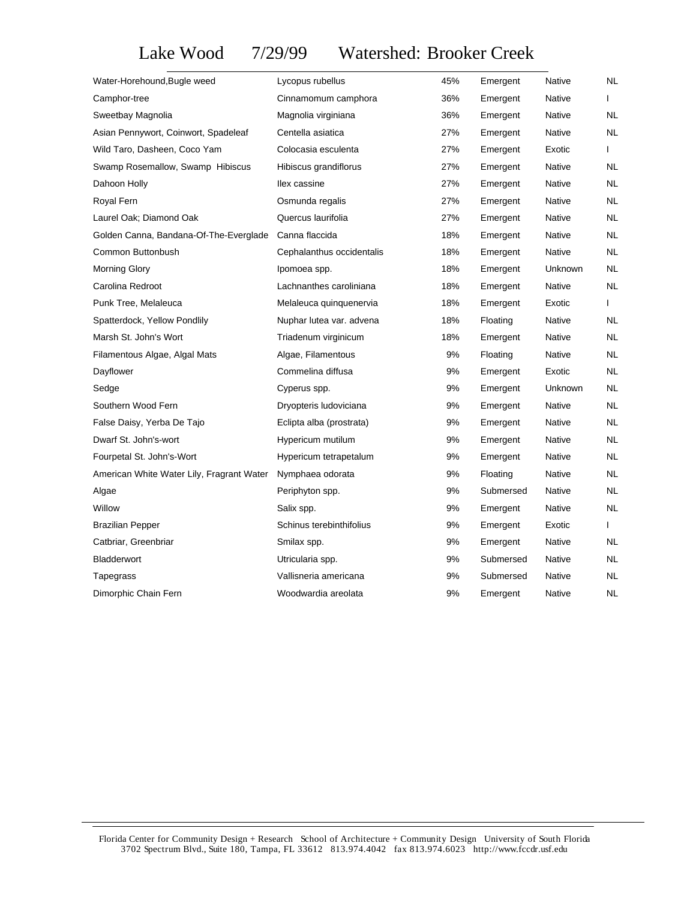# Lake Wood 7/29/99 Watershed: Brooker Creek

| | | | | | |
|---|---|---|---|---|---|
| Water-Horehound,Bugle weed | Lycopus rubellus | 45% | Emergent | Native | NL |
| Camphor-tree | Cinnamomum camphora | 36% | Emergent | Native | I |
| Sweetbay Magnolia | Magnolia virginiana | 36% | Emergent | Native | NL |
| Asian Pennywort, Coinwort, Spadeleaf | Centella asiatica | 27% | Emergent | Native | NL |
| Wild Taro, Dasheen, Coco Yam | Colocasia esculenta | 27% | Emergent | Exotic | I |
| Swamp Rosemallow, Swamp Hibiscus | Hibiscus grandiflorus | 27% | Emergent | Native | NL |
| Dahoon Holly | Ilex cassine | 27% | Emergent | Native | NL |
| Royal Fern | Osmunda regalis | 27% | Emergent | Native | NL |
| Laurel Oak; Diamond Oak | Quercus laurifolia | 27% | Emergent | Native | NL |
| Golden Canna, Bandana-Of-The-Everglade | Canna flaccida | 18% | Emergent | Native | NL |
| Common Buttonbush | Cephalanthus occidentalis | 18% | Emergent | Native | NL |
| Morning Glory | Ipomoea spp. | 18% | Emergent | Unknown | NL |
| Carolina Redroot | Lachnanthes caroliniana | 18% | Emergent | Native | NL |
| Punk Tree, Melaleuca | Melaleuca quinquenervia | 18% | Emergent | Exotic | I |
| Spatterdock, Yellow Pondlily | Nuphar lutea var. advena | 18% | Floating | Native | NL |
| Marsh St. John's Wort | Triadenum virginicum | 18% | Emergent | Native | NL |
| Filamentous Algae, Algal Mats | Algae, Filamentous | 9% | Floating | Native | NL |
| Dayflower | Commelina diffusa | 9% | Emergent | Exotic | NL |
| Sedge | Cyperus spp. | 9% | Emergent | Unknown | NL |
| Southern Wood Fern | Dryopteris ludoviciana | 9% | Emergent | Native | NL |
| False Daisy, Yerba De Tajo | Eclipta alba (prostrata) | 9% | Emergent | Native | NL |
| Dwarf St. John's-wort | Hypericum mutilum | 9% | Emergent | Native | NL |
| Fourpetal St. John's-Wort | Hypericum tetrapetalum | 9% | Emergent | Native | NL |
| American White Water Lily, Fragrant Water | Nymphaea odorata | 9% | Floating | Native | NL |
| Algae | Periphyton spp. | 9% | Submersed | Native | NL |
| Willow | Salix spp. | 9% | Emergent | Native | NL |
| Brazilian Pepper | Schinus terebinthifolius | 9% | Emergent | Exotic | I |
| Catbriar, Greenbriar | Smilax spp. | 9% | Emergent | Native | NL |
| Bladderwort | Utricularia spp. | 9% | Submersed | Native | NL |
| Tapegrass | Vallisneria americana | 9% | Submersed | Native | NL |
| Dimorphic Chain Fern | Woodwardia areolata | 9% | Emergent | Native | NL |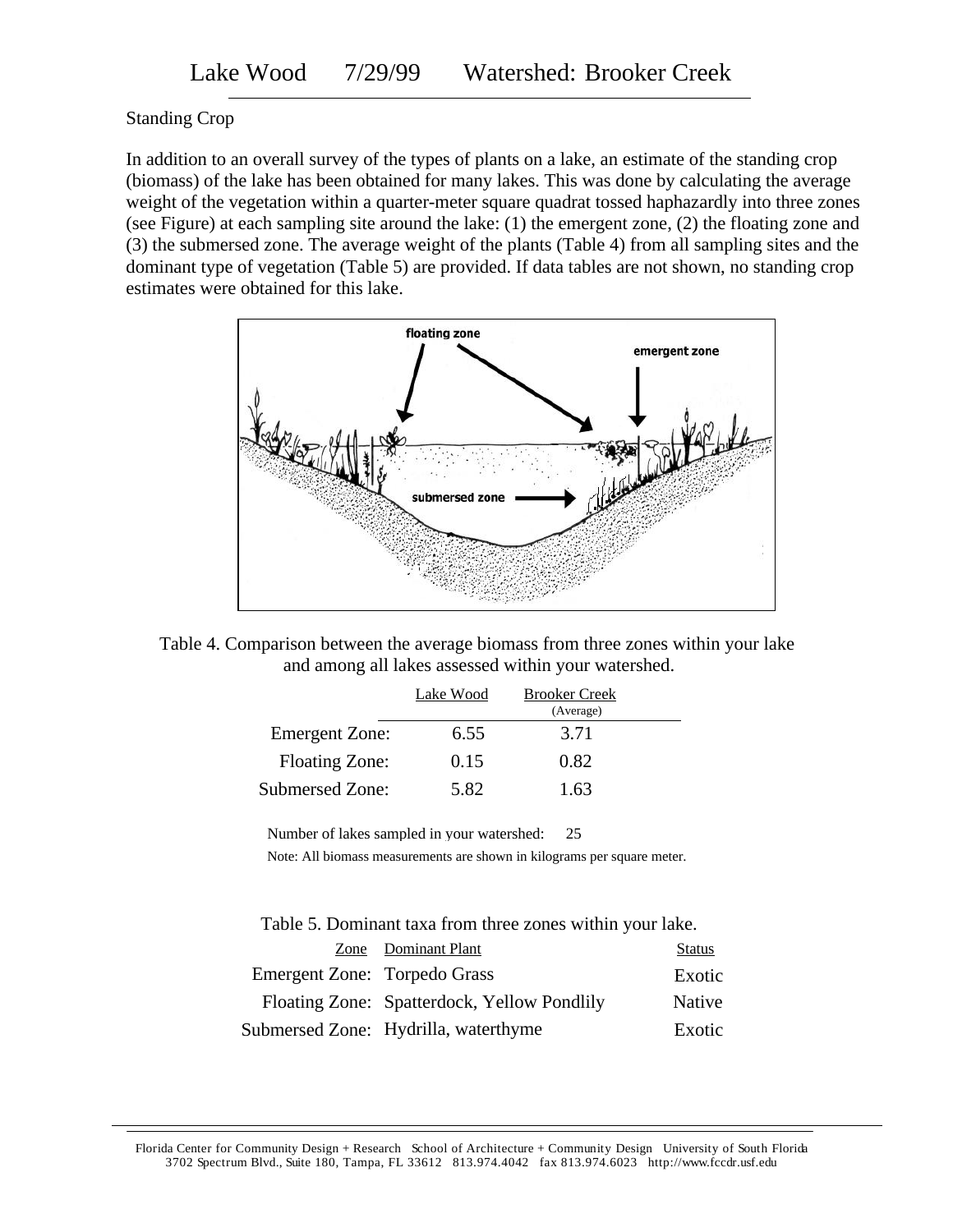# Lake Wood 7/29/99 Watershed: Brooker Creek

Standing Crop

In addition to an overall survey of the types of plants on a lake, an estimate of the standing crop (biomass) of the lake has been obtained for many lakes. This was done by calculating the average weight of the vegetation within a quarter-meter square quadrat tossed haphazardly into three zones (see Figure) at each sampling site around the lake: (1) the emergent zone, (2) the floating zone and (3) the submersed zone. The average weight of the plants (Table 4) from all sampling sites and the dominant type of vegetation (Table 5) are provided. If data tables are not shown, no standing crop estimates were obtained for this lake.

floating zone

emergent zone

submersed zone

Table 4. Comparison between the average biomass from three zones within your lake and among all lakes assessed within your watershed.

| | Lake Wood | Brooker Creek (Average) |
|---|---|---|
| Emergent Zone: | 6.55 | 3.71 |
| Floating Zone: | 0.15 | 0.82 |
| Submersed Zone: | 5.82 | 1.63 |

Number of lakes sampled in your watershed: 25

Note: All biomass measurements are shown in kilograms per square meter.

Table 5. Dominant taxa from three zones within your lake.

| Zone | Dominant Plant | Status |
|---|---|---|
| Emergent Zone: | Torpedo Grass | Exotic |
| Floating Zone: | Spatterdock, Yellow Pondlily | Native |
| Submersed Zone: | Hydrilla, waterthyme | Exotic |

Florida Center for Community Design + Research School of Architecture + Community Design University of South Florida 3702 Spectrum Blvd., Suite 180, Tampa, FL 33612 813.974.4042 fax 813.974.6023 http://www.fccdr.usf.edu